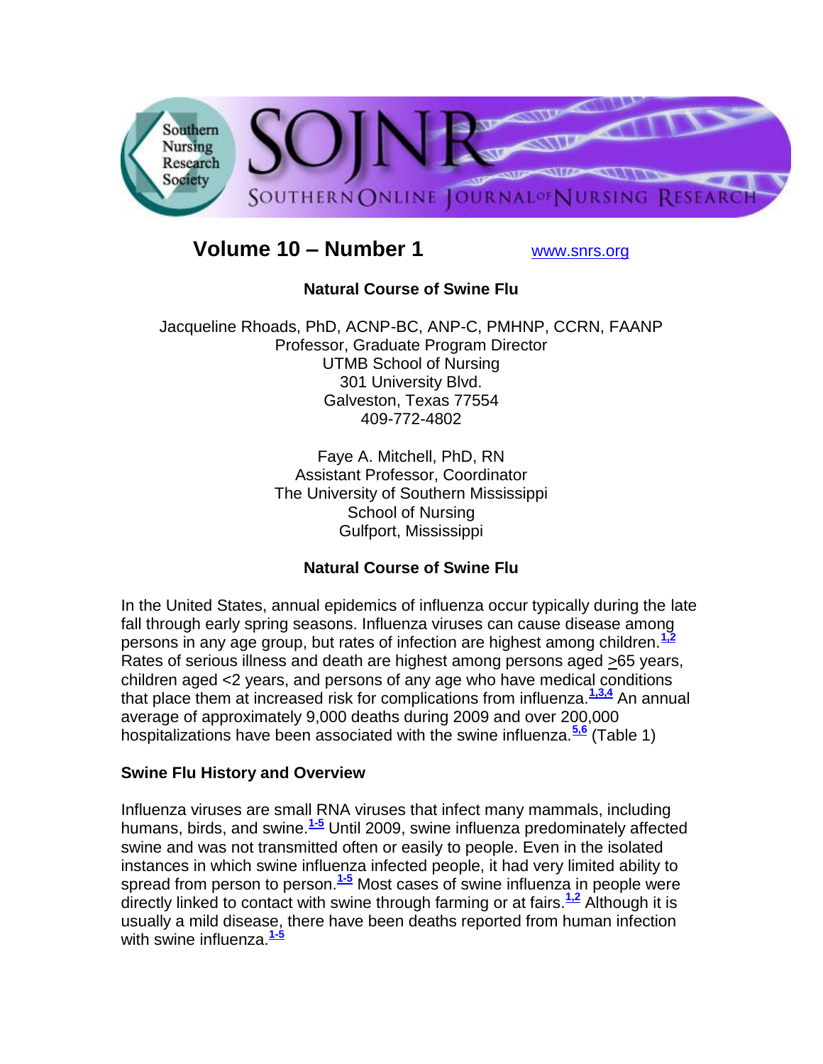# Volume 10 – Number 1

www.snrs.org

## Natural Course of Swine Flu

Jacqueline Rhoads, PhD, ACNP-BC, ANP-C, PMHNP, CCRN, FAANP
Professor, Graduate Program Director
UTMB School of Nursing
301 University Blvd.
Galveston, Texas 77554
409-772-4802

Faye A. Mitchell, PhD, RN
Assistant Professor, Coordinator
The University of Southern Mississippi
School of Nursing
Gulfport, Mississippi

## Natural Course of Swine Flu

In the United States, annual epidemics of influenza occur typically during the late fall through early spring seasons. Influenza viruses can cause disease among persons in any age group, but rates of infection are highest among children.[1,2] Rates of serious illness and death are highest among persons aged ≥65 years, children aged <2 years, and persons of any age who have medical conditions that place them at increased risk for complications from influenza.[1,3,4] An annual average of approximately 9,000 deaths during 2009 and over 200,000 hospitalizations have been associated with the swine influenza.[5,6] (Table 1)

### Swine Flu History and Overview

Influenza viruses are small RNA viruses that infect many mammals, including humans, birds, and swine.[1-5] Until 2009, swine influenza predominately affected swine and was not transmitted often or easily to people. Even in the isolated instances in which swine influenza infected people, it had very limited ability to spread from person to person.[1-5] Most cases of swine influenza in people were directly linked to contact with swine through farming or at fairs.[1,2] Although it is usually a mild disease, there have been deaths reported from human infection with swine influenza.[1-5]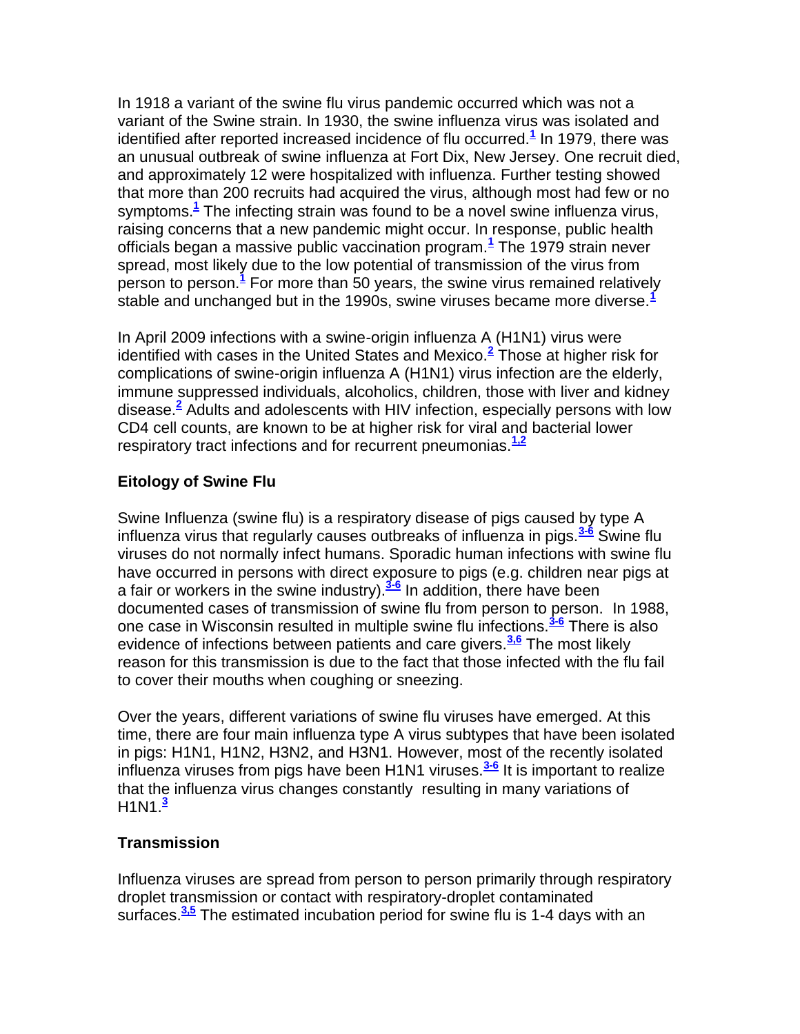In 1918 a variant of the swine flu virus pandemic occurred which was not a variant of the Swine strain. In 1930, the swine influenza virus was isolated and identified after reported increased incidence of flu occurred.[1] In 1979, there was an unusual outbreak of swine influenza at Fort Dix, New Jersey. One recruit died, and approximately 12 were hospitalized with influenza. Further testing showed that more than 200 recruits had acquired the virus, although most had few or no symptoms.[1] The infecting strain was found to be a novel swine influenza virus, raising concerns that a new pandemic might occur. In response, public health officials began a massive public vaccination program.[1] The 1979 strain never spread, most likely due to the low potential of transmission of the virus from person to person.[1] For more than 50 years, the swine virus remained relatively stable and unchanged but in the 1990s, swine viruses became more diverse.[1]

In April 2009 infections with a swine-origin influenza A (H1N1) virus were identified with cases in the United States and Mexico.[2] Those at higher risk for complications of swine-origin influenza A (H1N1) virus infection are the elderly, immune suppressed individuals, alcoholics, children, those with liver and kidney disease.[2] Adults and adolescents with HIV infection, especially persons with low CD4 cell counts, are known to be at higher risk for viral and bacterial lower respiratory tract infections and for recurrent pneumonias.[1,2]

### Eitology of Swine Flu

Swine Influenza (swine flu) is a respiratory disease of pigs caused by type A influenza virus that regularly causes outbreaks of influenza in pigs.[3-6] Swine flu viruses do not normally infect humans. Sporadic human infections with swine flu have occurred in persons with direct exposure to pigs (e.g. children near pigs at a fair or workers in the swine industry).[3-6] In addition, there have been documented cases of transmission of swine flu from person to person. In 1988, one case in Wisconsin resulted in multiple swine flu infections.[3-6] There is also evidence of infections between patients and care givers.[3,6] The most likely reason for this transmission is due to the fact that those infected with the flu fail to cover their mouths when coughing or sneezing.

Over the years, different variations of swine flu viruses have emerged. At this time, there are four main influenza type A virus subtypes that have been isolated in pigs: H1N1, H1N2, H3N2, and H3N1. However, most of the recently isolated influenza viruses from pigs have been H1N1 viruses.[3-6] It is important to realize that the influenza virus changes constantly resulting in many variations of H1N1.[3]

### Transmission

Influenza viruses are spread from person to person primarily through respiratory droplet transmission or contact with respiratory-droplet contaminated surfaces.[3,5] The estimated incubation period for swine flu is 1-4 days with an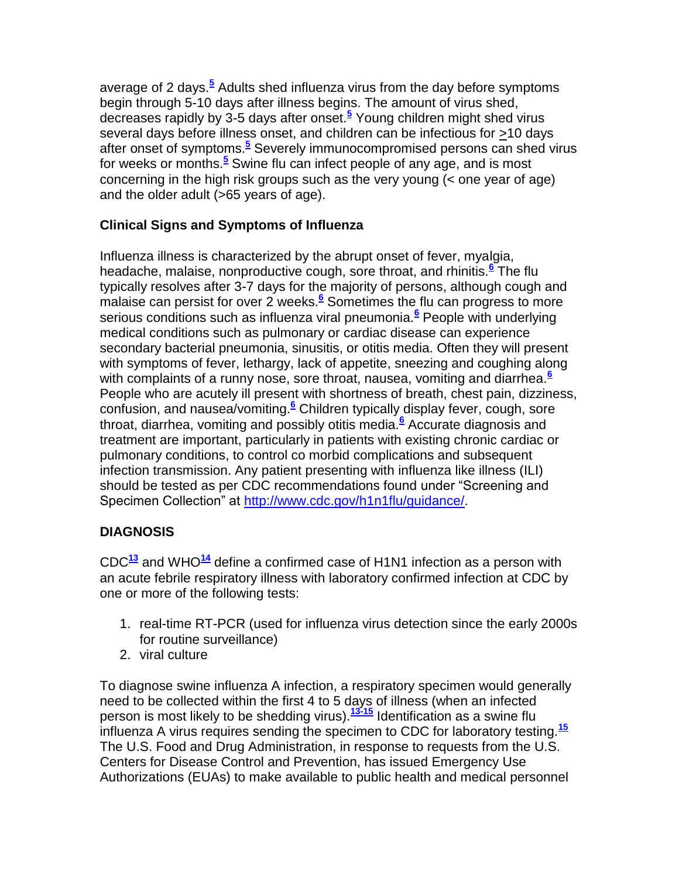average of 2 days.[5] Adults shed influenza virus from the day before symptoms begin through 5-10 days after illness begins. The amount of virus shed, decreases rapidly by 3-5 days after onset.[5] Young children might shed virus several days before illness onset, and children can be infectious for ≥10 days after onset of symptoms.[5] Severely immunocompromised persons can shed virus for weeks or months.[5] Swine flu can infect people of any age, and is most concerning in the high risk groups such as the very young (< one year of age) and the older adult (>65 years of age).

### Clinical Signs and Symptoms of Influenza

Influenza illness is characterized by the abrupt onset of fever, myalgia, headache, malaise, nonproductive cough, sore throat, and rhinitis.[6] The flu typically resolves after 3-7 days for the majority of persons, although cough and malaise can persist for over 2 weeks.[6] Sometimes the flu can progress to more serious conditions such as influenza viral pneumonia.[6] People with underlying medical conditions such as pulmonary or cardiac disease can experience secondary bacterial pneumonia, sinusitis, or otitis media. Often they will present with symptoms of fever, lethargy, lack of appetite, sneezing and coughing along with complaints of a runny nose, sore throat, nausea, vomiting and diarrhea.[6] People who are acutely ill present with shortness of breath, chest pain, dizziness, confusion, and nausea/vomiting.[6] Children typically display fever, cough, sore throat, diarrhea, vomiting and possibly otitis media.[6] Accurate diagnosis and treatment are important, particularly in patients with existing chronic cardiac or pulmonary conditions, to control co morbid complications and subsequent infection transmission. Any patient presenting with influenza like illness (ILI) should be tested as per CDC recommendations found under "Screening and Specimen Collection" at http://www.cdc.gov/h1n1flu/guidance/.

## DIAGNOSIS

CDC[13] and WHO[14] define a confirmed case of H1N1 infection as a person with an acute febrile respiratory illness with laboratory confirmed infection at CDC by one or more of the following tests:

1. real-time RT-PCR (used for influenza virus detection since the early 2000s for routine surveillance)
2. viral culture

To diagnose swine influenza A infection, a respiratory specimen would generally need to be collected within the first 4 to 5 days of illness (when an infected person is most likely to be shedding virus).[13-15] Identification as a swine flu influenza A virus requires sending the specimen to CDC for laboratory testing.[15] The U.S. Food and Drug Administration, in response to requests from the U.S. Centers for Disease Control and Prevention, has issued Emergency Use Authorizations (EUAs) to make available to public health and medical personnel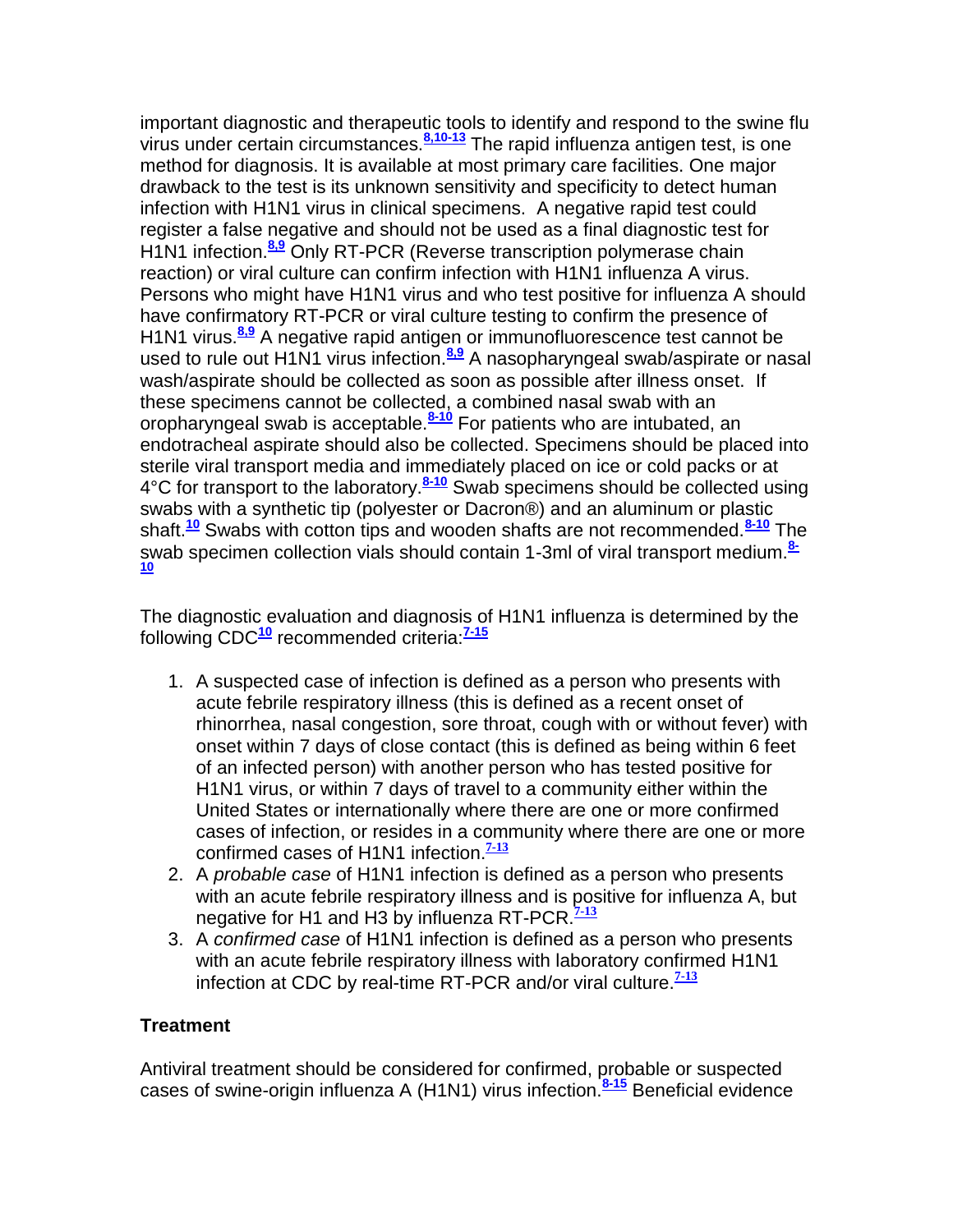important diagnostic and therapeutic tools to identify and respond to the swine flu virus under certain circumstances.[8,10-13] The rapid influenza antigen test, is one method for diagnosis. It is available at most primary care facilities. One major drawback to the test is its unknown sensitivity and specificity to detect human infection with H1N1 virus in clinical specimens. A negative rapid test could register a false negative and should not be used as a final diagnostic test for H1N1 infection.[8,9] Only RT-PCR (Reverse transcription polymerase chain reaction) or viral culture can confirm infection with H1N1 influenza A virus. Persons who might have H1N1 virus and who test positive for influenza A should have confirmatory RT-PCR or viral culture testing to confirm the presence of H1N1 virus.[8,9] A negative rapid antigen or immunofluorescence test cannot be used to rule out H1N1 virus infection.[8,9] A nasopharyngeal swab/aspirate or nasal wash/aspirate should be collected as soon as possible after illness onset. If these specimens cannot be collected, a combined nasal swab with an oropharyngeal swab is acceptable.[8-10] For patients who are intubated, an endotracheal aspirate should also be collected. Specimens should be placed into sterile viral transport media and immediately placed on ice or cold packs or at 4°C for transport to the laboratory.[8-10] Swab specimens should be collected using swabs with a synthetic tip (polyester or Dacron®) and an aluminum or plastic shaft.[10] Swabs with cotton tips and wooden shafts are not recommended.[8-10] The swab specimen collection vials should contain 1-3ml of viral transport medium.[8-10]

The diagnostic evaluation and diagnosis of H1N1 influenza is determined by the following CDC[10] recommended criteria:[7-15]

1. A suspected case of infection is defined as a person who presents with acute febrile respiratory illness (this is defined as a recent onset of rhinorrhea, nasal congestion, sore throat, cough with or without fever) with onset within 7 days of close contact (this is defined as being within 6 feet of an infected person) with another person who has tested positive for H1N1 virus, or within 7 days of travel to a community either within the United States or internationally where there are one or more confirmed cases of infection, or resides in a community where there are one or more confirmed cases of H1N1 infection.[7-13]
2. A *probable case* of H1N1 infection is defined as a person who presents with an acute febrile respiratory illness and is positive for influenza A, but negative for H1 and H3 by influenza RT-PCR.[7-13]
3. A *confirmed case* of H1N1 infection is defined as a person who presents with an acute febrile respiratory illness with laboratory confirmed H1N1 infection at CDC by real-time RT-PCR and/or viral culture.[7-13]

**Treatment**

Antiviral treatment should be considered for confirmed, probable or suspected cases of swine-origin influenza A (H1N1) virus infection.[8-15] Beneficial evidence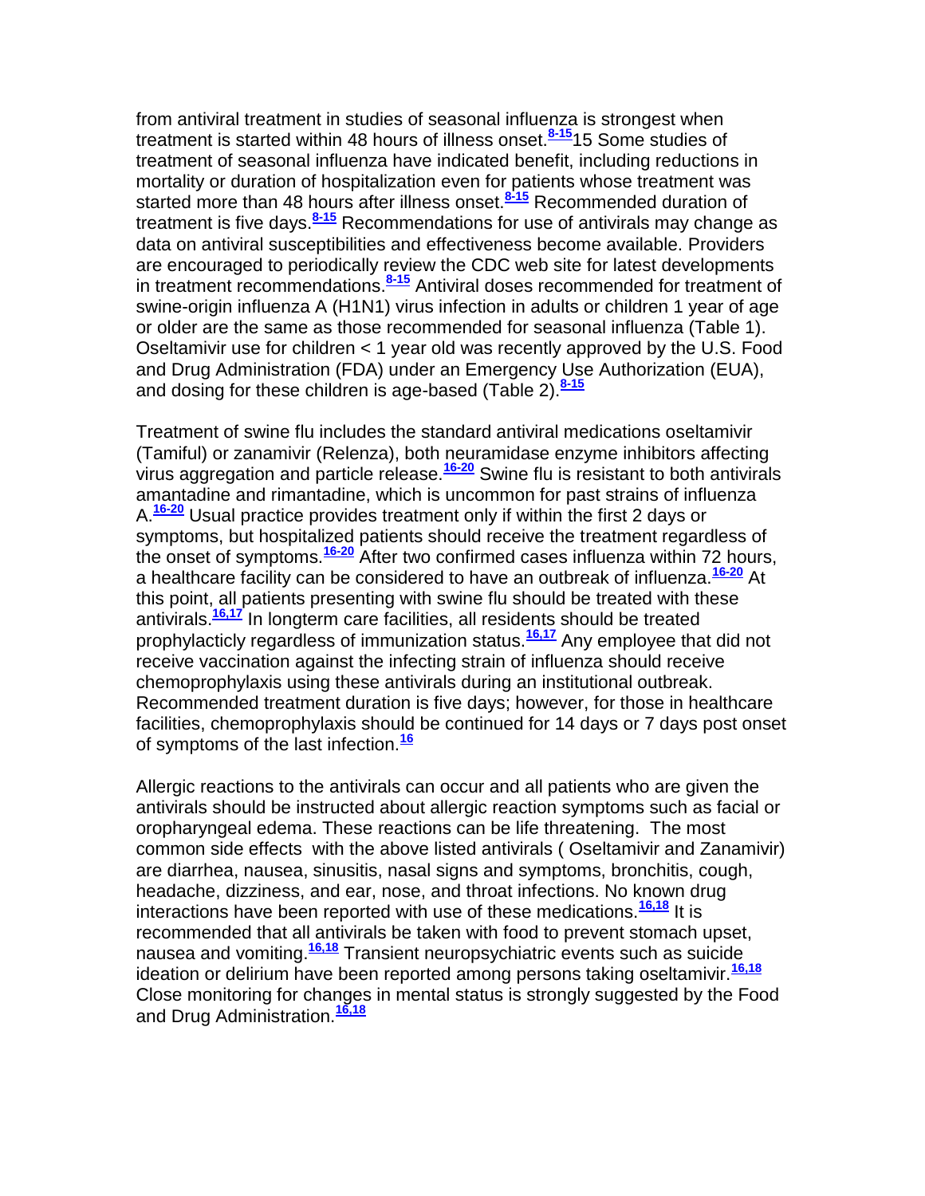from antiviral treatment in studies of seasonal influenza is strongest when treatment is started within 48 hours of illness onset.[8-15]15 Some studies of treatment of seasonal influenza have indicated benefit, including reductions in mortality or duration of hospitalization even for patients whose treatment was started more than 48 hours after illness onset.[8-15] Recommended duration of treatment is five days.[8-15] Recommendations for use of antivirals may change as data on antiviral susceptibilities and effectiveness become available. Providers are encouraged to periodically review the CDC web site for latest developments in treatment recommendations.[8-15] Antiviral doses recommended for treatment of swine-origin influenza A (H1N1) virus infection in adults or children 1 year of age or older are the same as those recommended for seasonal influenza (Table 1). Oseltamivir use for children < 1 year old was recently approved by the U.S. Food and Drug Administration (FDA) under an Emergency Use Authorization (EUA), and dosing for these children is age-based (Table 2).[8-15]

Treatment of swine flu includes the standard antiviral medications oseltamivir (Tamiful) or zanamivir (Relenza), both neuramidase enzyme inhibitors affecting virus aggregation and particle release.[16-20] Swine flu is resistant to both antivirals amantadine and rimantadine, which is uncommon for past strains of influenza A.[16-20] Usual practice provides treatment only if within the first 2 days or symptoms, but hospitalized patients should receive the treatment regardless of the onset of symptoms.[16-20] After two confirmed cases influenza within 72 hours, a healthcare facility can be considered to have an outbreak of influenza.[16-20] At this point, all patients presenting with swine flu should be treated with these antivirals.[16,17] In longterm care facilities, all residents should be treated prophylacticly regardless of immunization status.[16,17] Any employee that did not receive vaccination against the infecting strain of influenza should receive chemoprophylaxis using these antivirals during an institutional outbreak. Recommended treatment duration is five days; however, for those in healthcare facilities, chemoprophylaxis should be continued for 14 days or 7 days post onset of symptoms of the last infection.[16]

Allergic reactions to the antivirals can occur and all patients who are given the antivirals should be instructed about allergic reaction symptoms such as facial or oropharyngeal edema. These reactions can be life threatening. The most common side effects with the above listed antivirals ( Oseltamivir and Zanamivir) are diarrhea, nausea, sinusitis, nasal signs and symptoms, bronchitis, cough, headache, dizziness, and ear, nose, and throat infections. No known drug interactions have been reported with use of these medications.[16,18] It is recommended that all antivirals be taken with food to prevent stomach upset, nausea and vomiting.[16,18] Transient neuropsychiatric events such as suicide ideation or delirium have been reported among persons taking oseltamivir.[16,18] Close monitoring for changes in mental status is strongly suggested by the Food and Drug Administration.[16,18]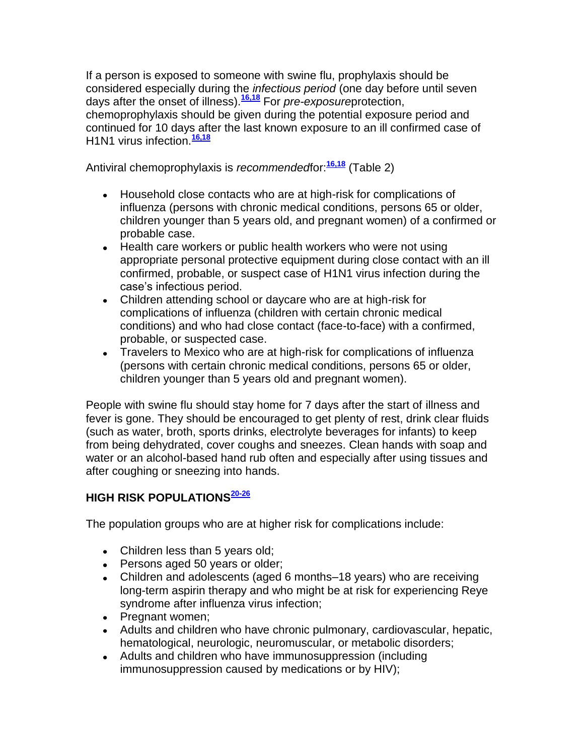If a person is exposed to someone with swine flu, prophylaxis should be considered especially during the *infectious period* (one day before until seven days after the onset of illness).[16,18] For *pre-exposure*protection, chemoprophylaxis should be given during the potential exposure period and continued for 10 days after the last known exposure to an ill confirmed case of H1N1 virus infection.[16,18]

Antiviral chemoprophylaxis is *recommended*for:[16,18] (Table 2)

- Household close contacts who are at high-risk for complications of influenza (persons with chronic medical conditions, persons 65 or older, children younger than 5 years old, and pregnant women) of a confirmed or probable case.
- Health care workers or public health workers who were not using appropriate personal protective equipment during close contact with an ill confirmed, probable, or suspect case of H1N1 virus infection during the case's infectious period.
- Children attending school or daycare who are at high-risk for complications of influenza (children with certain chronic medical conditions) and who had close contact (face-to-face) with a confirmed, probable, or suspected case.
- Travelers to Mexico who are at high-risk for complications of influenza (persons with certain chronic medical conditions, persons 65 or older, children younger than 5 years old and pregnant women).

People with swine flu should stay home for 7 days after the start of illness and fever is gone. They should be encouraged to get plenty of rest, drink clear fluids (such as water, broth, sports drinks, electrolyte beverages for infants) to keep from being dehydrated, cover coughs and sneezes. Clean hands with soap and water or an alcohol-based hand rub often and especially after using tissues and after coughing or sneezing into hands.

### HIGH RISK POPULATIONS[20-26]

The population groups who are at higher risk for complications include:

- Children less than 5 years old;
- Persons aged 50 years or older;
- Children and adolescents (aged 6 months–18 years) who are receiving long-term aspirin therapy and who might be at risk for experiencing Reye syndrome after influenza virus infection;
- Pregnant women;
- Adults and children who have chronic pulmonary, cardiovascular, hepatic, hematological, neurologic, neuromuscular, or metabolic disorders;
- Adults and children who have immunosuppression (including immunosuppression caused by medications or by HIV);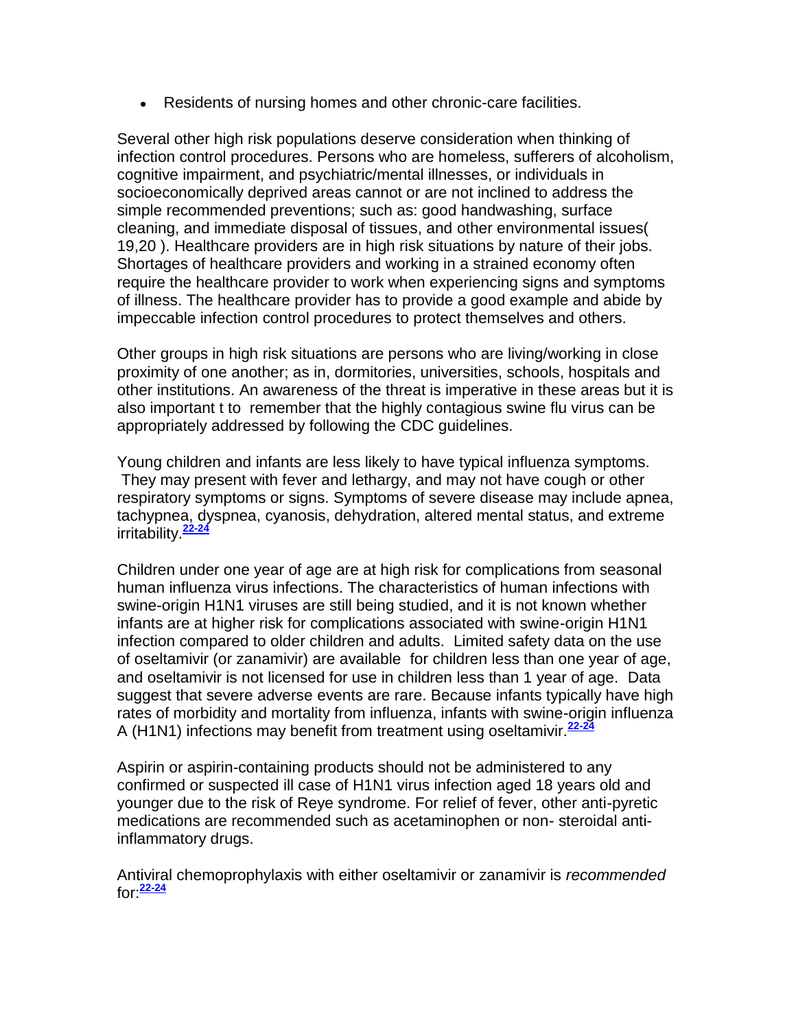- Residents of nursing homes and other chronic-care facilities.

Several other high risk populations deserve consideration when thinking of infection control procedures. Persons who are homeless, sufferers of alcoholism, cognitive impairment, and psychiatric/mental illnesses, or individuals in socioeconomically deprived areas cannot or are not inclined to address the simple recommended preventions; such as: good handwashing, surface cleaning, and immediate disposal of tissues, and other environmental issues( 19,20 ). Healthcare providers are in high risk situations by nature of their jobs. Shortages of healthcare providers and working in a strained economy often require the healthcare provider to work when experiencing signs and symptoms of illness. The healthcare provider has to provide a good example and abide by impeccable infection control procedures to protect themselves and others.

Other groups in high risk situations are persons who are living/working in close proximity of one another; as in, dormitories, universities, schools, hospitals and other institutions. An awareness of the threat is imperative in these areas but it is also important t to remember that the highly contagious swine flu virus can be appropriately addressed by following the CDC guidelines.

Young children and infants are less likely to have typical influenza symptoms. They may present with fever and lethargy, and may not have cough or other respiratory symptoms or signs. Symptoms of severe disease may include apnea, tachypnea, dyspnea, cyanosis, dehydration, altered mental status, and extreme irritability.[22-24]

Children under one year of age are at high risk for complications from seasonal human influenza virus infections. The characteristics of human infections with swine-origin H1N1 viruses are still being studied, and it is not known whether infants are at higher risk for complications associated with swine-origin H1N1 infection compared to older children and adults. Limited safety data on the use of oseltamivir (or zanamivir) are available for children less than one year of age, and oseltamivir is not licensed for use in children less than 1 year of age. Data suggest that severe adverse events are rare. Because infants typically have high rates of morbidity and mortality from influenza, infants with swine-origin influenza A (H1N1) infections may benefit from treatment using oseltamivir.[22-24]

Aspirin or aspirin-containing products should not be administered to any confirmed or suspected ill case of H1N1 virus infection aged 18 years old and younger due to the risk of Reye syndrome. For relief of fever, other anti-pyretic medications are recommended such as acetaminophen or non- steroidal anti-inflammatory drugs.

Antiviral chemoprophylaxis with either oseltamivir or zanamivir is *recommended* for:[22-24]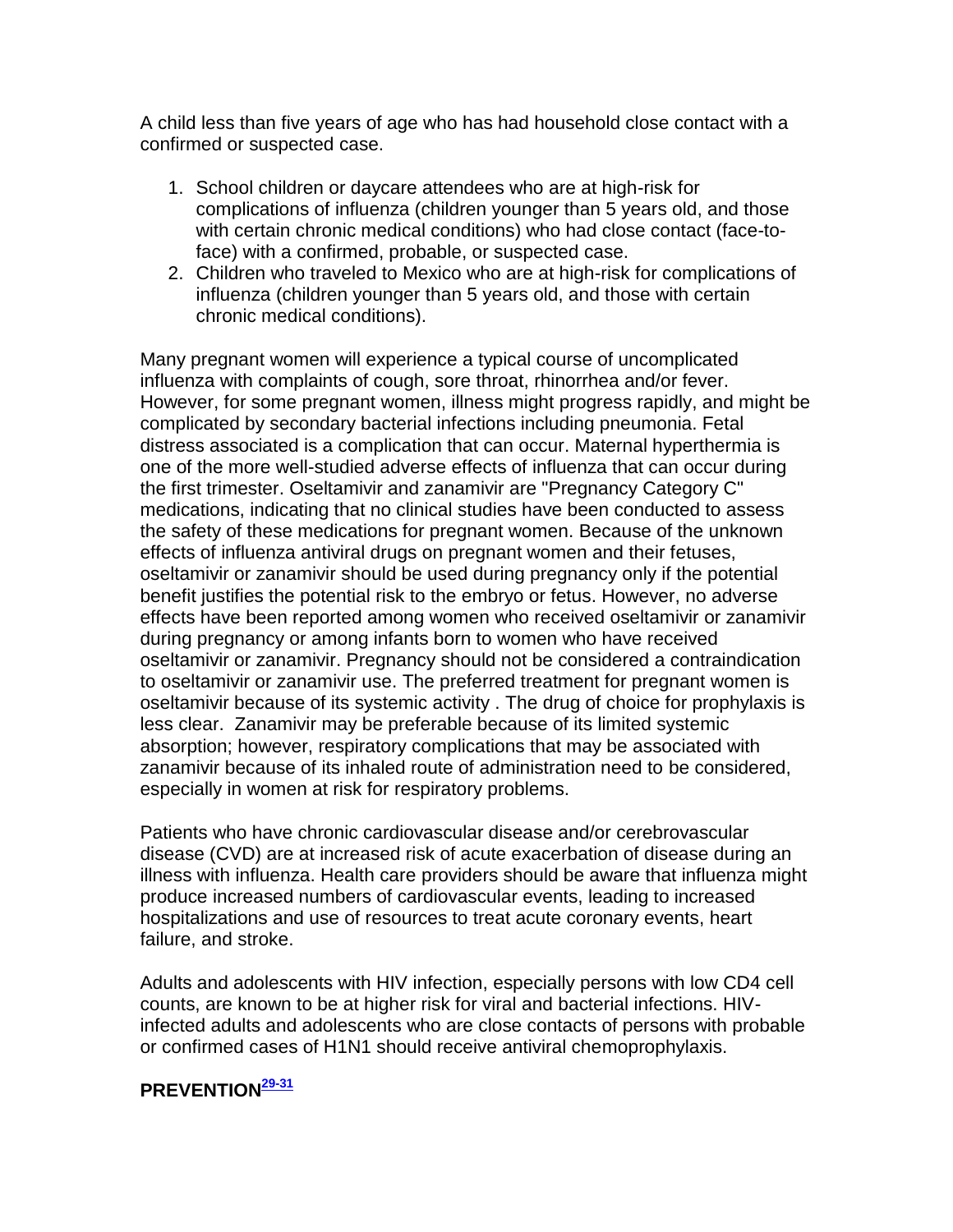A child less than five years of age who has had household close contact with a confirmed or suspected case.

1. School children or daycare attendees who are at high-risk for complications of influenza (children younger than 5 years old, and those with certain chronic medical conditions) who had close contact (face-to-face) with a confirmed, probable, or suspected case.
2. Children who traveled to Mexico who are at high-risk for complications of influenza (children younger than 5 years old, and those with certain chronic medical conditions).

Many pregnant women will experience a typical course of uncomplicated influenza with complaints of cough, sore throat, rhinorrhea and/or fever. However, for some pregnant women, illness might progress rapidly, and might be complicated by secondary bacterial infections including pneumonia. Fetal distress associated is a complication that can occur. Maternal hyperthermia is one of the more well-studied adverse effects of influenza that can occur during the first trimester. Oseltamivir and zanamivir are "Pregnancy Category C" medications, indicating that no clinical studies have been conducted to assess the safety of these medications for pregnant women. Because of the unknown effects of influenza antiviral drugs on pregnant women and their fetuses, oseltamivir or zanamivir should be used during pregnancy only if the potential benefit justifies the potential risk to the embryo or fetus. However, no adverse effects have been reported among women who received oseltamivir or zanamivir during pregnancy or among infants born to women who have received oseltamivir or zanamivir. Pregnancy should not be considered a contraindication to oseltamivir or zanamivir use. The preferred treatment for pregnant women is oseltamivir because of its systemic activity . The drug of choice for prophylaxis is less clear. Zanamivir may be preferable because of its limited systemic absorption; however, respiratory complications that may be associated with zanamivir because of its inhaled route of administration need to be considered, especially in women at risk for respiratory problems.

Patients who have chronic cardiovascular disease and/or cerebrovascular disease (CVD) are at increased risk of acute exacerbation of disease during an illness with influenza. Health care providers should be aware that influenza might produce increased numbers of cardiovascular events, leading to increased hospitalizations and use of resources to treat acute coronary events, heart failure, and stroke.

Adults and adolescents with HIV infection, especially persons with low CD4 cell counts, are known to be at higher risk for viral and bacterial infections. HIV-infected adults and adolescents who are close contacts of persons with probable or confirmed cases of H1N1 should receive antiviral chemoprophylaxis.

## PREVENTION[29-31]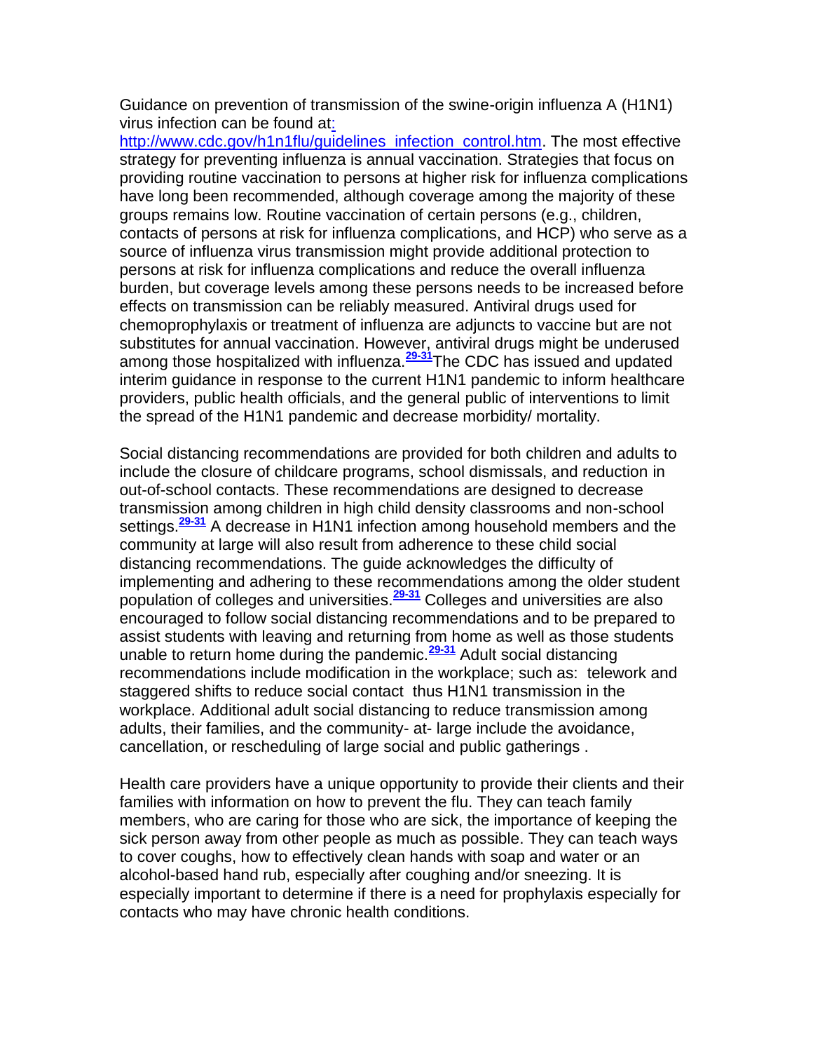Guidance on prevention of transmission of the swine-origin influenza A (H1N1) virus infection can be found at: http://www.cdc.gov/h1n1flu/guidelines_infection_control.htm. The most effective strategy for preventing influenza is annual vaccination. Strategies that focus on providing routine vaccination to persons at higher risk for influenza complications have long been recommended, although coverage among the majority of these groups remains low. Routine vaccination of certain persons (e.g., children, contacts of persons at risk for influenza complications, and HCP) who serve as a source of influenza virus transmission might provide additional protection to persons at risk for influenza complications and reduce the overall influenza burden, but coverage levels among these persons needs to be increased before effects on transmission can be reliably measured. Antiviral drugs used for chemoprophylaxis or treatment of influenza are adjuncts to vaccine but are not substitutes for annual vaccination. However, antiviral drugs might be underused among those hospitalized with influenza.[29-31]The CDC has issued and updated interim guidance in response to the current H1N1 pandemic to inform healthcare providers, public health officials, and the general public of interventions to limit the spread of the H1N1 pandemic and decrease morbidity/ mortality.

Social distancing recommendations are provided for both children and adults to include the closure of childcare programs, school dismissals, and reduction in out-of-school contacts. These recommendations are designed to decrease transmission among children in high child density classrooms and non-school settings.[29-31] A decrease in H1N1 infection among household members and the community at large will also result from adherence to these child social distancing recommendations. The guide acknowledges the difficulty of implementing and adhering to these recommendations among the older student population of colleges and universities.[29-31] Colleges and universities are also encouraged to follow social distancing recommendations and to be prepared to assist students with leaving and returning from home as well as those students unable to return home during the pandemic.[29-31] Adult social distancing recommendations include modification in the workplace; such as: telework and staggered shifts to reduce social contact thus H1N1 transmission in the workplace. Additional adult social distancing to reduce transmission among adults, their families, and the community- at- large include the avoidance, cancellation, or rescheduling of large social and public gatherings .

Health care providers have a unique opportunity to provide their clients and their families with information on how to prevent the flu. They can teach family members, who are caring for those who are sick, the importance of keeping the sick person away from other people as much as possible. They can teach ways to cover coughs, how to effectively clean hands with soap and water or an alcohol-based hand rub, especially after coughing and/or sneezing. It is especially important to determine if there is a need for prophylaxis especially for contacts who may have chronic health conditions.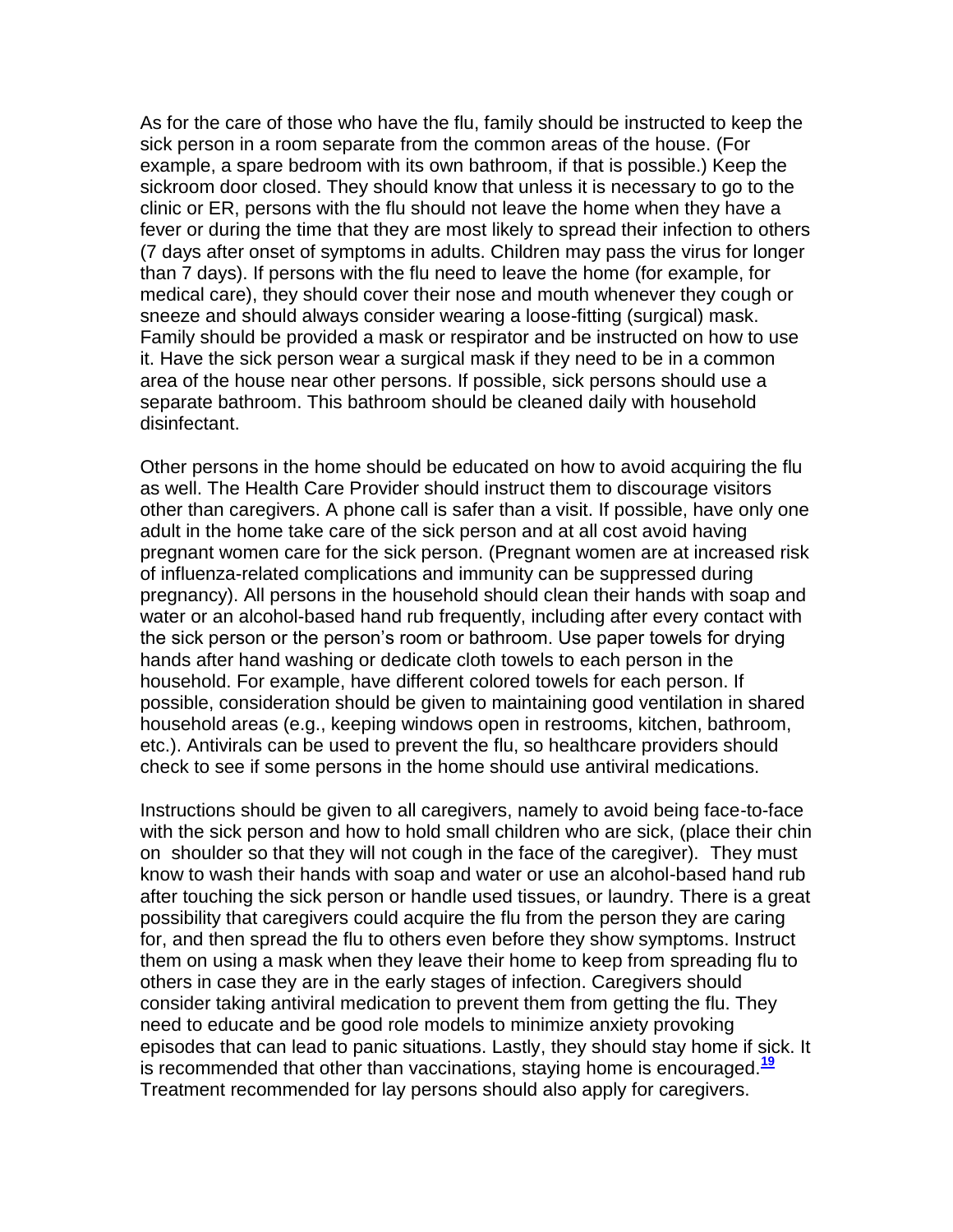As for the care of those who have the flu, family should be instructed to keep the sick person in a room separate from the common areas of the house. (For example, a spare bedroom with its own bathroom, if that is possible.) Keep the sickroom door closed. They should know that unless it is necessary to go to the clinic or ER, persons with the flu should not leave the home when they have a fever or during the time that they are most likely to spread their infection to others (7 days after onset of symptoms in adults. Children may pass the virus for longer than 7 days). If persons with the flu need to leave the home (for example, for medical care), they should cover their nose and mouth whenever they cough or sneeze and should always consider wearing a loose-fitting (surgical) mask. Family should be provided a mask or respirator and be instructed on how to use it. Have the sick person wear a surgical mask if they need to be in a common area of the house near other persons. If possible, sick persons should use a separate bathroom. This bathroom should be cleaned daily with household disinfectant.

Other persons in the home should be educated on how to avoid acquiring the flu as well. The Health Care Provider should instruct them to discourage visitors other than caregivers. A phone call is safer than a visit. If possible, have only one adult in the home take care of the sick person and at all cost avoid having pregnant women care for the sick person. (Pregnant women are at increased risk of influenza-related complications and immunity can be suppressed during pregnancy). All persons in the household should clean their hands with soap and water or an alcohol-based hand rub frequently, including after every contact with the sick person or the person's room or bathroom. Use paper towels for drying hands after hand washing or dedicate cloth towels to each person in the household. For example, have different colored towels for each person. If possible, consideration should be given to maintaining good ventilation in shared household areas (e.g., keeping windows open in restrooms, kitchen, bathroom, etc.). Antivirals can be used to prevent the flu, so healthcare providers should check to see if some persons in the home should use antiviral medications.

Instructions should be given to all caregivers, namely to avoid being face-to-face with the sick person and how to hold small children who are sick, (place their chin on shoulder so that they will not cough in the face of the caregiver). They must know to wash their hands with soap and water or use an alcohol-based hand rub after touching the sick person or handle used tissues, or laundry. There is a great possibility that caregivers could acquire the flu from the person they are caring for, and then spread the flu to others even before they show symptoms. Instruct them on using a mask when they leave their home to keep from spreading flu to others in case they are in the early stages of infection. Caregivers should consider taking antiviral medication to prevent them from getting the flu. They need to educate and be good role models to minimize anxiety provoking episodes that can lead to panic situations. Lastly, they should stay home if sick. It is recommended that other than vaccinations, staying home is encouraged.[19] Treatment recommended for lay persons should also apply for caregivers.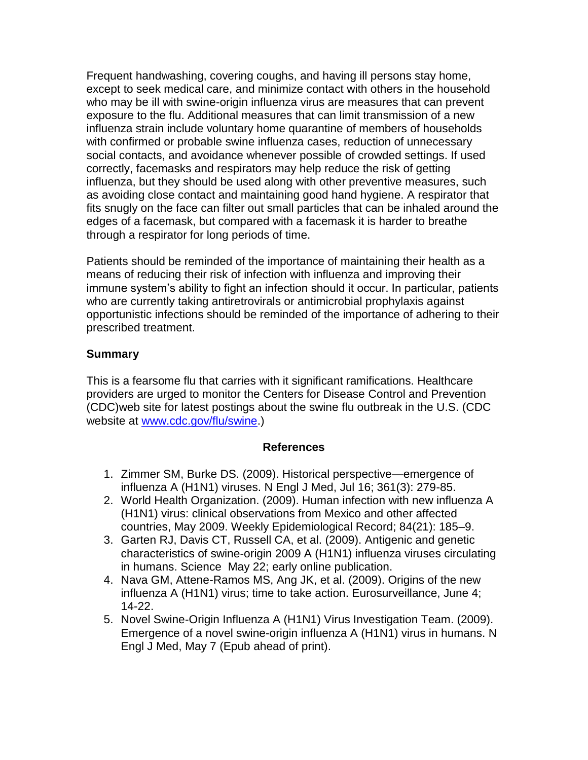Frequent handwashing, covering coughs, and having ill persons stay home, except to seek medical care, and minimize contact with others in the household who may be ill with swine-origin influenza virus are measures that can prevent exposure to the flu. Additional measures that can limit transmission of a new influenza strain include voluntary home quarantine of members of households with confirmed or probable swine influenza cases, reduction of unnecessary social contacts, and avoidance whenever possible of crowded settings. If used correctly, facemasks and respirators may help reduce the risk of getting influenza, but they should be used along with other preventive measures, such as avoiding close contact and maintaining good hand hygiene. A respirator that fits snugly on the face can filter out small particles that can be inhaled around the edges of a facemask, but compared with a facemask it is harder to breathe through a respirator for long periods of time.

Patients should be reminded of the importance of maintaining their health as a means of reducing their risk of infection with influenza and improving their immune system's ability to fight an infection should it occur. In particular, patients who are currently taking antiretrovirals or antimicrobial prophylaxis against opportunistic infections should be reminded of the importance of adhering to their prescribed treatment.

**Summary**

This is a fearsome flu that carries with it significant ramifications. Healthcare providers are urged to monitor the Centers for Disease Control and Prevention (CDC)web site for latest postings about the swine flu outbreak in the U.S. (CDC website at www.cdc.gov/flu/swine.)

**References**

1. Zimmer SM, Burke DS. (2009). Historical perspective—emergence of influenza A (H1N1) viruses. N Engl J Med, Jul 16; 361(3): 279-85.
2. World Health Organization. (2009). Human infection with new influenza A (H1N1) virus: clinical observations from Mexico and other affected countries, May 2009. Weekly Epidemiological Record; 84(21): 185–9.
3. Garten RJ, Davis CT, Russell CA, et al. (2009). Antigenic and genetic characteristics of swine-origin 2009 A (H1N1) influenza viruses circulating in humans. Science May 22; early online publication.
4. Nava GM, Attene-Ramos MS, Ang JK, et al. (2009). Origins of the new influenza A (H1N1) virus; time to take action. Eurosurveillance, June 4; 14-22.
5. Novel Swine-Origin Influenza A (H1N1) Virus Investigation Team. (2009). Emergence of a novel swine-origin influenza A (H1N1) virus in humans. N Engl J Med, May 7 (Epub ahead of print).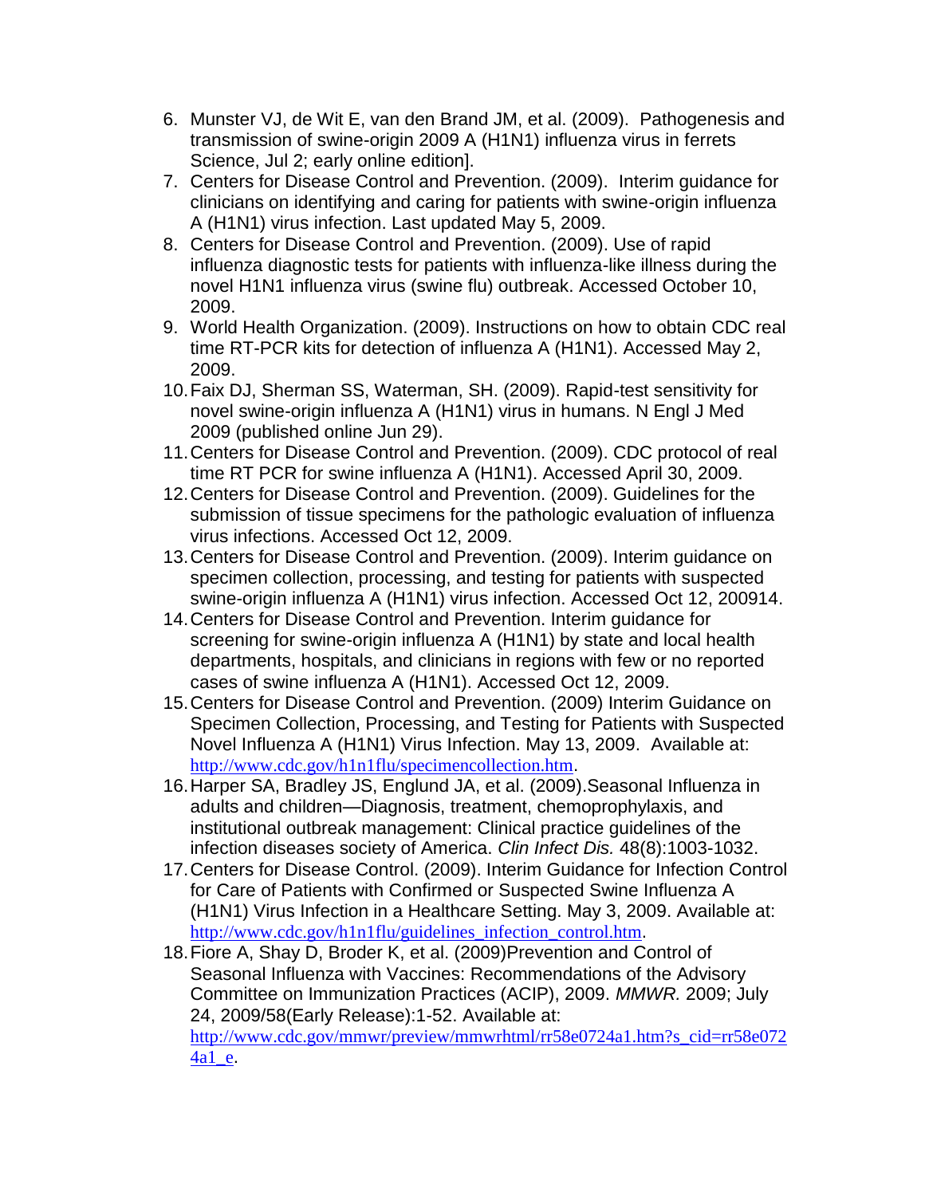6. Munster VJ, de Wit E, van den Brand JM, et al. (2009). Pathogenesis and transmission of swine-origin 2009 A (H1N1) influenza virus in ferrets Science, Jul 2; early online edition].
7. Centers for Disease Control and Prevention. (2009). Interim guidance for clinicians on identifying and caring for patients with swine-origin influenza A (H1N1) virus infection. Last updated May 5, 2009.
8. Centers for Disease Control and Prevention. (2009). Use of rapid influenza diagnostic tests for patients with influenza-like illness during the novel H1N1 influenza virus (swine flu) outbreak. Accessed October 10, 2009.
9. World Health Organization. (2009). Instructions on how to obtain CDC real time RT-PCR kits for detection of influenza A (H1N1). Accessed May 2, 2009.
10. Faix DJ, Sherman SS, Waterman, SH. (2009). Rapid-test sensitivity for novel swine-origin influenza A (H1N1) virus in humans. N Engl J Med 2009 (published online Jun 29).
11. Centers for Disease Control and Prevention. (2009). CDC protocol of real time RT PCR for swine influenza A (H1N1). Accessed April 30, 2009.
12. Centers for Disease Control and Prevention. (2009). Guidelines for the submission of tissue specimens for the pathologic evaluation of influenza virus infections. Accessed Oct 12, 2009.
13. Centers for Disease Control and Prevention. (2009). Interim guidance on specimen collection, processing, and testing for patients with suspected swine-origin influenza A (H1N1) virus infection. Accessed Oct 12, 200914.
14. Centers for Disease Control and Prevention. Interim guidance for screening for swine-origin influenza A (H1N1) by state and local health departments, hospitals, and clinicians in regions with few or no reported cases of swine influenza A (H1N1). Accessed Oct 12, 2009.
15. Centers for Disease Control and Prevention. (2009) Interim Guidance on Specimen Collection, Processing, and Testing for Patients with Suspected Novel Influenza A (H1N1) Virus Infection. May 13, 2009. Available at: http://www.cdc.gov/h1n1flu/specimencollection.htm.
16. Harper SA, Bradley JS, Englund JA, et al. (2009).Seasonal Influenza in adults and children—Diagnosis, treatment, chemoprophylaxis, and institutional outbreak management: Clinical practice guidelines of the infection diseases society of America. *Clin Infect Dis.* 48(8):1003-1032.
17. Centers for Disease Control. (2009). Interim Guidance for Infection Control for Care of Patients with Confirmed or Suspected Swine Influenza A (H1N1) Virus Infection in a Healthcare Setting. May 3, 2009. Available at: http://www.cdc.gov/h1n1flu/guidelines_infection_control.htm.
18. Fiore A, Shay D, Broder K, et al. (2009)Prevention and Control of Seasonal Influenza with Vaccines: Recommendations of the Advisory Committee on Immunization Practices (ACIP), 2009. *MMWR.* 2009; July 24, 2009/58(Early Release):1-52. Available at: http://www.cdc.gov/mmwr/preview/mmwrhtml/rr58e0724a1.htm?s_cid=rr58e0724a1_e.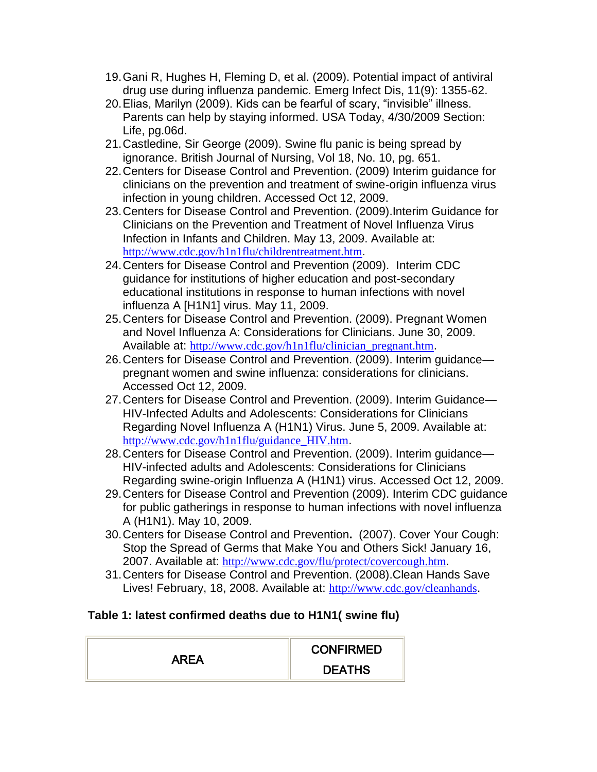19. Gani R, Hughes H, Fleming D, et al. (2009). Potential impact of antiviral drug use during influenza pandemic. Emerg Infect Dis, 11(9): 1355-62.
20. Elias, Marilyn (2009). Kids can be fearful of scary, "invisible" illness. Parents can help by staying informed. USA Today, 4/30/2009 Section: Life, pg.06d.
21. Castledine, Sir George (2009). Swine flu panic is being spread by ignorance. British Journal of Nursing, Vol 18, No. 10, pg. 651.
22. Centers for Disease Control and Prevention. (2009) Interim guidance for clinicians on the prevention and treatment of swine-origin influenza virus infection in young children. Accessed Oct 12, 2009.
23. Centers for Disease Control and Prevention. (2009).Interim Guidance for Clinicians on the Prevention and Treatment of Novel Influenza Virus Infection in Infants and Children. May 13, 2009. Available at: http://www.cdc.gov/h1n1flu/childrentreatment.htm.
24. Centers for Disease Control and Prevention (2009). Interim CDC guidance for institutions of higher education and post-secondary educational institutions in response to human infections with novel influenza A [H1N1] virus. May 11, 2009.
25. Centers for Disease Control and Prevention. (2009). Pregnant Women and Novel Influenza A: Considerations for Clinicians. June 30, 2009. Available at: http://www.cdc.gov/h1n1flu/clinician_pregnant.htm.
26. Centers for Disease Control and Prevention. (2009). Interim guidance—pregnant women and swine influenza: considerations for clinicians. Accessed Oct 12, 2009.
27. Centers for Disease Control and Prevention. (2009). Interim Guidance—HIV-Infected Adults and Adolescents: Considerations for Clinicians Regarding Novel Influenza A (H1N1) Virus. June 5, 2009. Available at: http://www.cdc.gov/h1n1flu/guidance_HIV.htm.
28. Centers for Disease Control and Prevention. (2009). Interim guidance—HIV-infected adults and Adolescents: Considerations for Clinicians Regarding swine-origin Influenza A (H1N1) virus. Accessed Oct 12, 2009.
29. Centers for Disease Control and Prevention (2009). Interim CDC guidance for public gatherings in response to human infections with novel influenza A (H1N1). May 10, 2009.
30. Centers for Disease Control and Prevention**.** (2007). Cover Your Cough: Stop the Spread of Germs that Make You and Others Sick! January 16, 2007. Available at: http://www.cdc.gov/flu/protect/covercough.htm.
31. Centers for Disease Control and Prevention. (2008).Clean Hands Save Lives! February, 18, 2008. Available at: http://www.cdc.gov/cleanhands.

**Table 1: latest confirmed deaths due to H1N1( swine flu)**

| AREA | CONFIRMED DEATHS |
|---|---|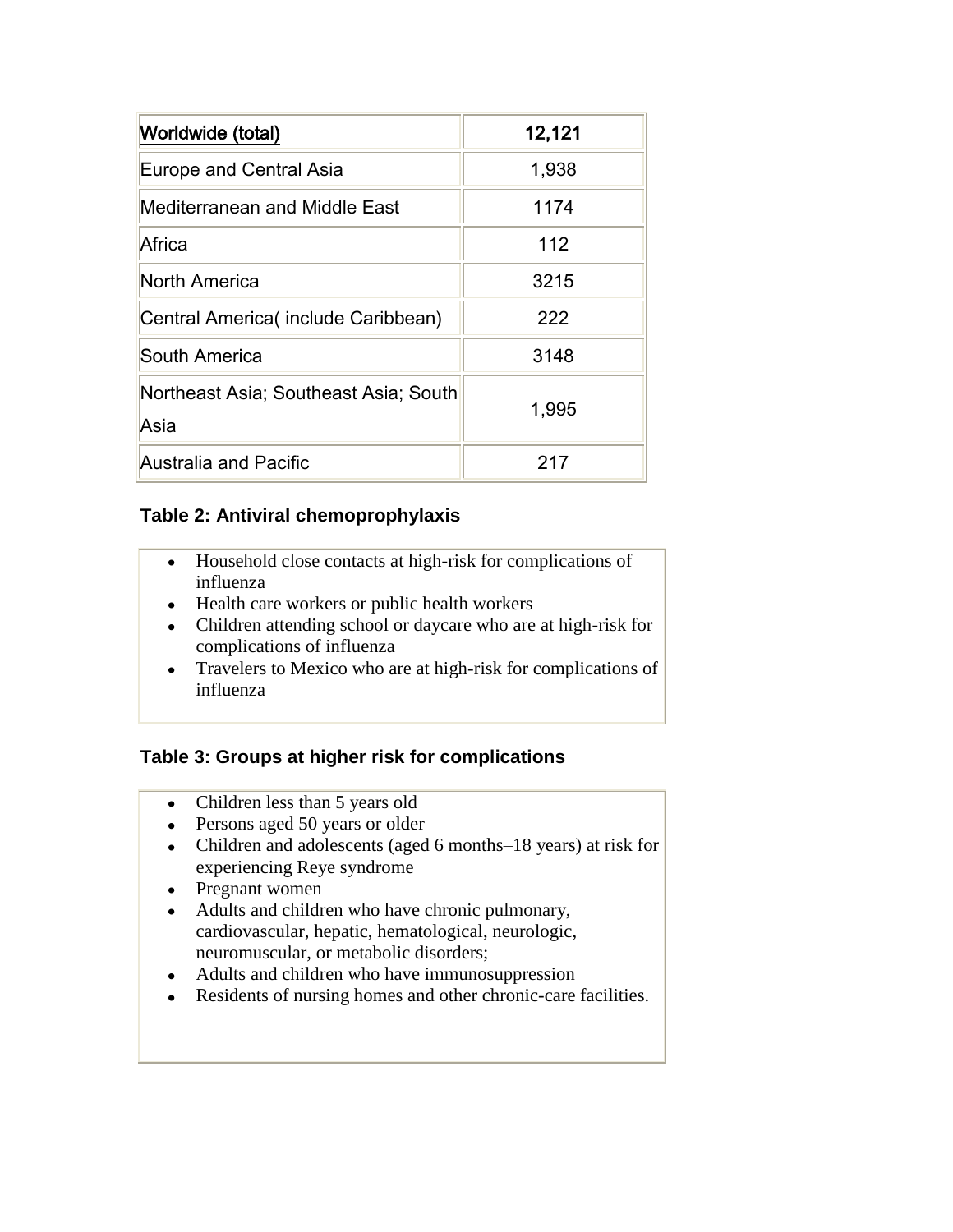| Worldwide (total) | 12,121 |
| --- | --- |
| Europe and Central Asia | 1,938 |
| Mediterranean and Middle East | 1174 |
| Africa | 112 |
| North America | 3215 |
| Central America( include Caribbean) | 222 |
| South America | 3148 |
| Northeast Asia; Southeast Asia; South Asia | 1,995 |
| Australia and Pacific | 217 |

**Table 2: Antiviral chemoprophylaxis**

- Household close contacts at high-risk for complications of influenza
- Health care workers or public health workers
- Children attending school or daycare who are at high-risk for complications of influenza
- Travelers to Mexico who are at high-risk for complications of influenza

**Table 3: Groups at higher risk for complications**

- Children less than 5 years old
- Persons aged 50 years or older
- Children and adolescents (aged 6 months–18 years) at risk for experiencing Reye syndrome
- Pregnant women
- Adults and children who have chronic pulmonary, cardiovascular, hepatic, hematological, neurologic, neuromuscular, or metabolic disorders;
- Adults and children who have immunosuppression
- Residents of nursing homes and other chronic-care facilities.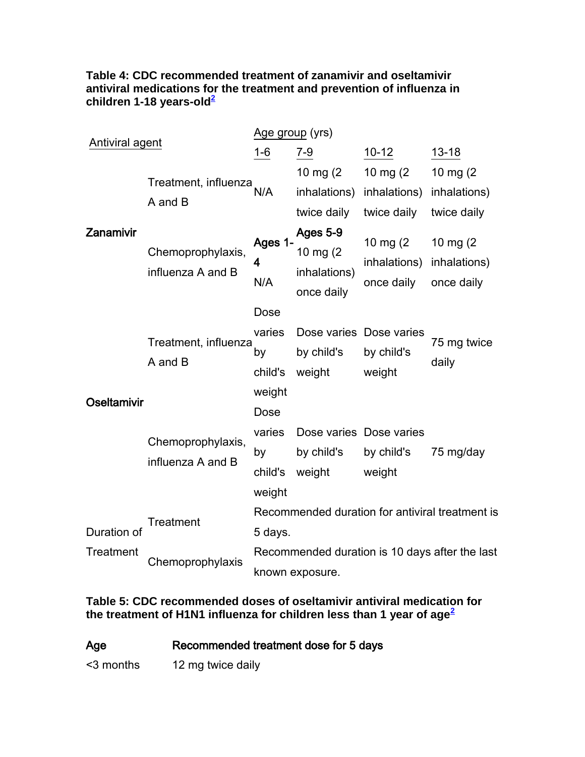**Table 4: CDC recommended treatment of zanamivir and oseltamivir antiviral medications for the treatment and prevention of influenza in children 1-18 years-old[2]**

| Antiviral agent | | Age group (yrs) | | | |
|---|---|---|---|---|---|
| | | 1-6 | 7-9 | 10-12 | 13-18 |
| Zanamivir | Treatment, influenza A and B | N/A | 10 mg (2 inhalations) twice daily | 10 mg (2 inhalations) twice daily | 10 mg (2 inhalations) twice daily |
| | Chemoprophylaxis, influenza A and B | **Ages 1-4** N/A | **Ages 5-9** 10 mg (2 inhalations) once daily | 10 mg (2 inhalations) once daily | 10 mg (2 inhalations) once daily |
| Oseltamivir | Treatment, influenza A and B | Dose varies by child's weight | Dose varies by child's weight | Dose varies by child's weight | 75 mg twice daily |
| | Chemoprophylaxis, influenza A and B | Dose varies by child's weight | Dose varies by child's weight | Dose varies by child's weight | 75 mg/day |
| Duration of Treatment | Treatment | Recommended duration for antiviral treatment is 5 days. | | | |
| | Chemoprophylaxis | Recommended duration is 10 days after the last known exposure. | | | |

**Table 5: CDC recommended doses of oseltamivir antiviral medication for the treatment of H1N1 influenza for children less than 1 year of age[2]**

| Age | Recommended treatment dose for 5 days |
|---|---|
| <3 months | 12 mg twice daily |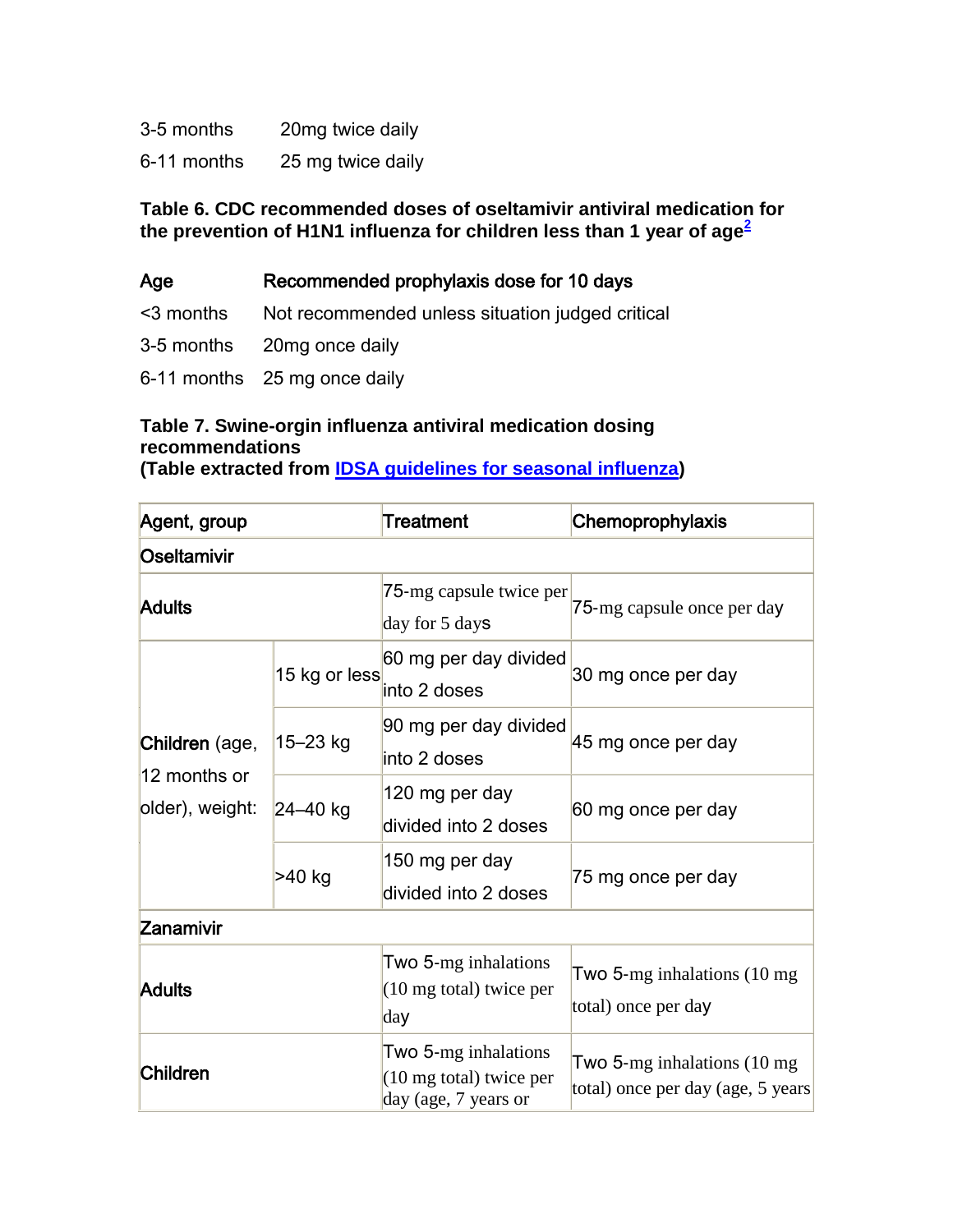| | |
|---|---|
| 3-5 months | 20mg twice daily |
| 6-11 months | 25 mg twice daily |

**Table 6. CDC recommended doses of oseltamivir antiviral medication for the prevention of H1N1 influenza for children less than 1 year of age[2]**

| Age | Recommended prophylaxis dose for 10 days |
|---|---|
| <3 months | Not recommended unless situation judged critical |
| 3-5 months | 20mg once daily |
| 6-11 months | 25 mg once daily |

**Table 7. Swine-orgin influenza antiviral medication dosing recommendations**
**(Table extracted from IDSA guidelines for seasonal influenza)**

| Agent, group | | Treatment | Chemoprophylaxis |
|---|---|---|---|
| **Oseltamivir** | | | |
| **Adults** | | 75-mg capsule twice per day for 5 days | 75-mg capsule once per day |
| **Children** (age, 12 months or older), weight: | 15 kg or less | 60 mg per day divided into 2 doses | 30 mg once per day |
| | 15–23 kg | 90 mg per day divided into 2 doses | 45 mg once per day |
| | 24–40 kg | 120 mg per day divided into 2 doses | 60 mg once per day |
| | >40 kg | 150 mg per day divided into 2 doses | 75 mg once per day |
| **Zanamivir** | | | |
| **Adults** | | Two 5-mg inhalations (10 mg total) twice per day | Two 5-mg inhalations (10 mg total) once per day |
| **Children** | | Two 5-mg inhalations (10 mg total) twice per day (age, 7 years or | Two 5-mg inhalations (10 mg total) once per day (age, 5 years |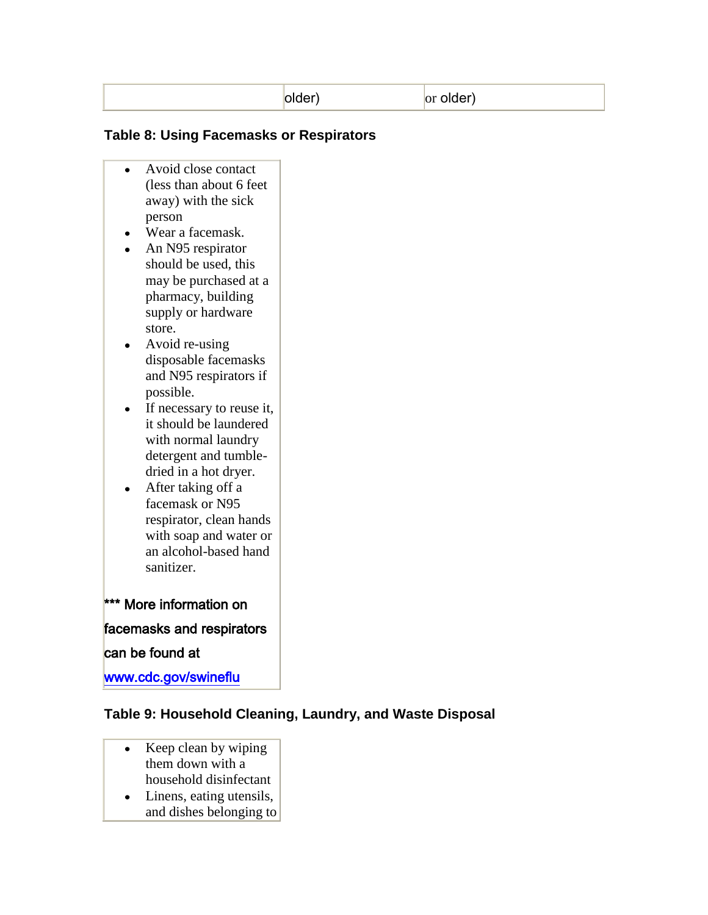| | older) | or older) |
|---|---|---|

### Table 8: Using Facemasks or Respirators

| |
|---|
| • Avoid close contact (less than about 6 feet away) with the sick person<br>• Wear a facemask.<br>• An N95 respirator should be used, this may be purchased at a pharmacy, building supply or hardware store.<br>• Avoid re-using disposable facemasks and N95 respirators if possible.<br>• If necessary to reuse it, it should be laundered with normal laundry detergent and tumble-dried in a hot dryer.<br>• After taking off a facemask or N95 respirator, clean hands with soap and water or an alcohol-based hand sanitizer.<br><br>*** More information on facemasks and respirators can be found at www.cdc.gov/swineflu |

### Table 9: Household Cleaning, Laundry, and Waste Disposal

| |
|---|
| • Keep clean by wiping them down with a household disinfectant<br>• Linens, eating utensils, and dishes belonging to |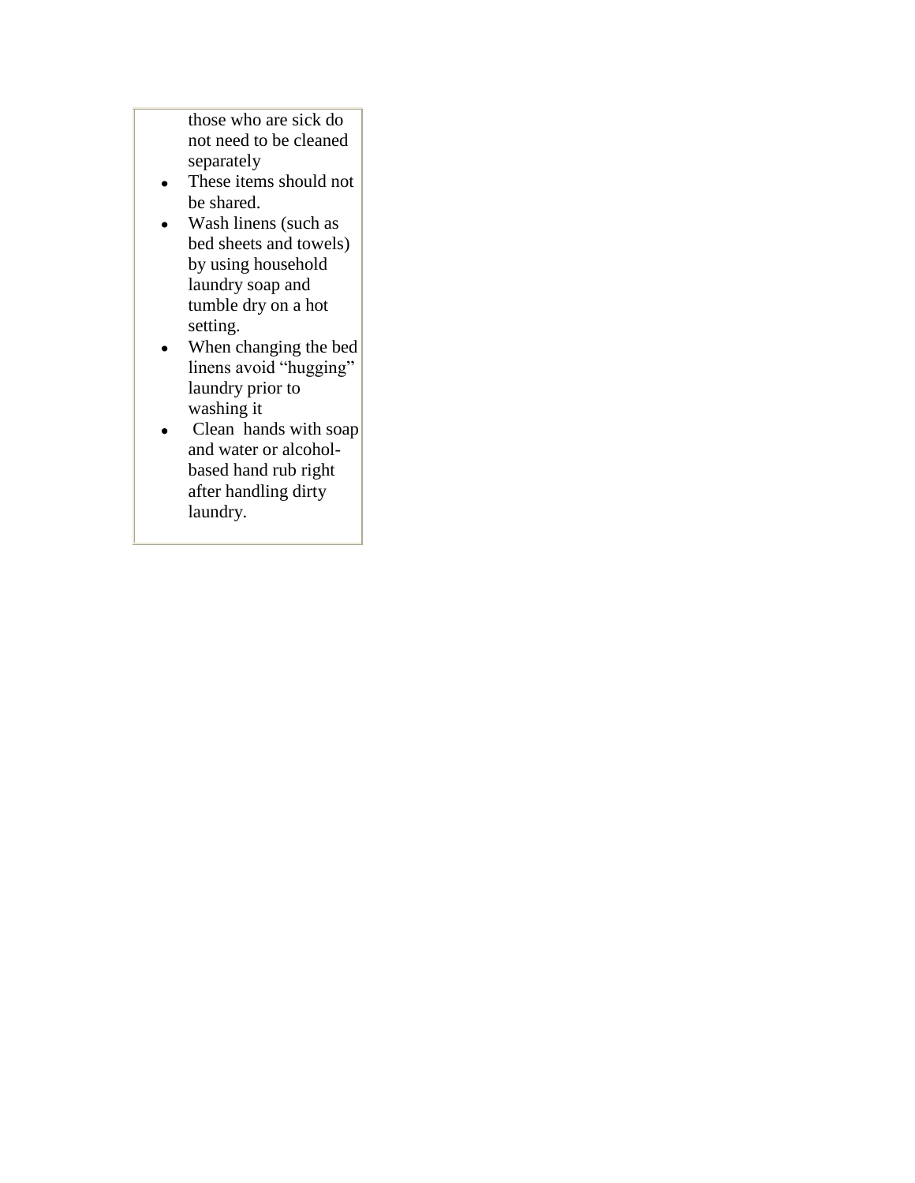those who are sick do not need to be cleaned separately

- These items should not be shared.
- Wash linens (such as bed sheets and towels) by using household laundry soap and tumble dry on a hot setting.
- When changing the bed linens avoid “hugging” laundry prior to washing it
- Clean hands with soap and water or alcohol-based hand rub right after handling dirty laundry.